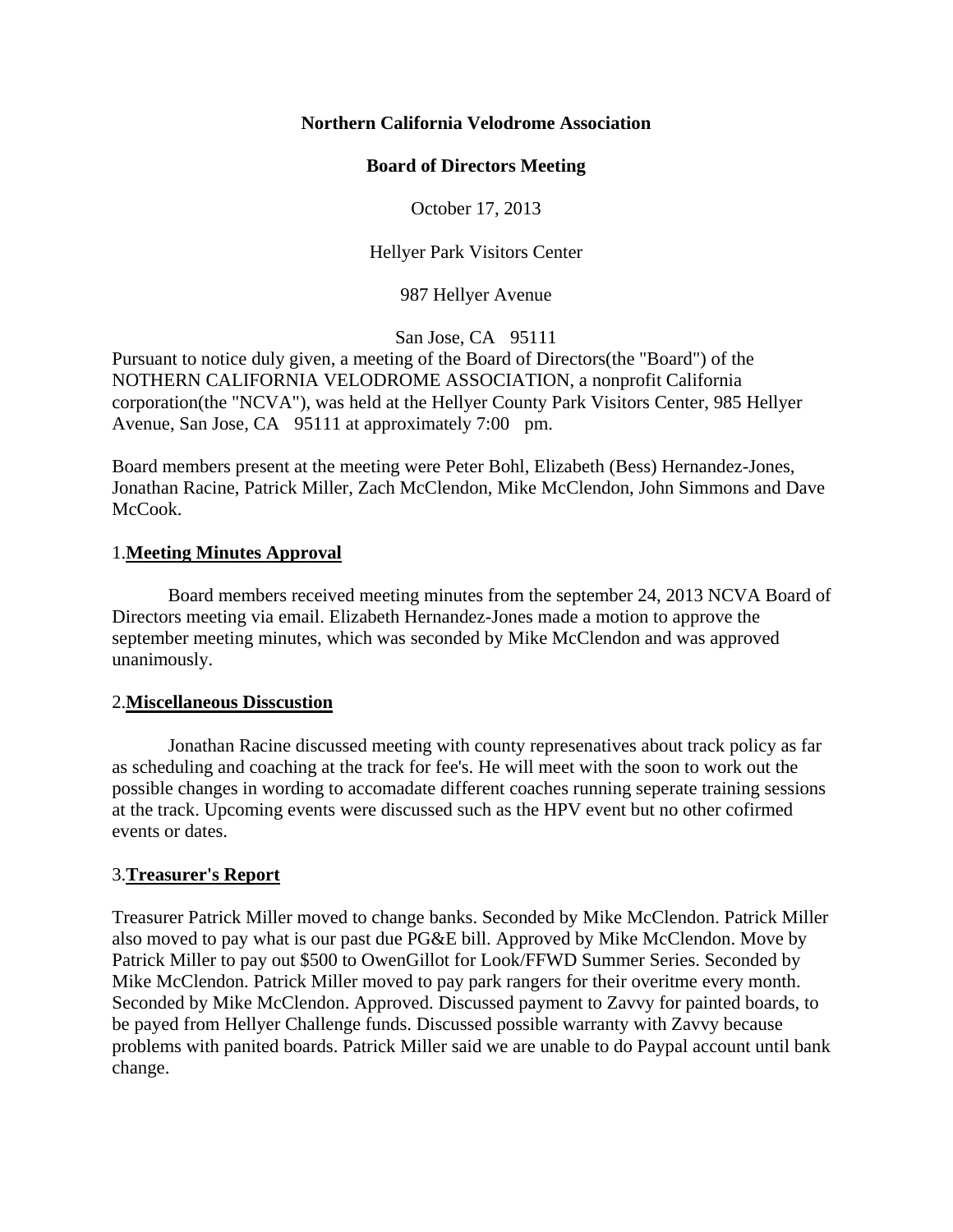**Northern California Velodrome Association**

**Board of Directors Meeting**

October 17, 2013

Hellyer Park Visitors Center

987 Hellyer Avenue

San Jose, CA 95111

Pursuant to notice duly given, a meeting of the Board of Directors(the "Board") of the NOTHERN CALIFORNIA VELODROME ASSOCIATION, a nonprofit California corporation(the "NCVA"), was held at the Hellyer County Park Visitors Center, 985 Hellyer Avenue, San Jose, CA 95111 at approximately 7:00 pm.

Board members present at the meeting were Peter Bohl, Elizabeth (Bess) Hernandez-Jones, Jonathan Racine, Patrick Miller, Zach McClendon, Mike McClendon, John Simmons and Dave McCook.

1.**Meeting Minutes Approval**

Board members received meeting minutes from the september 24, 2013 NCVA Board of Directors meeting via email. Elizabeth Hernandez-Jones made a motion to approve the september meeting minutes, which was seconded by Mike McClendon and was approved unanimously.

2.**Miscellaneous Disscustion**

Jonathan Racine discussed meeting with county represenatives about track policy as far as scheduling and coaching at the track for fee's. He will meet with the soon to work out the possible changes in wording to accomadate different coaches running seperate training sessions at the track. Upcoming events were discussed such as the HPV event but no other cofirmed events or dates.

3.**Treasurer's Report**

Treasurer Patrick Miller moved to change banks. Seconded by Mike McClendon. Patrick Miller also moved to pay what is our past due PG&E bill. Approved by Mike McClendon. Move by Patrick Miller to pay out $500 to OwenGillot for Look/FFWD Summer Series. Seconded by Mike McClendon. Patrick Miller moved to pay park rangers for their overitme every month. Seconded by Mike McClendon. Approved. Discussed payment to Zavvy for painted boards, to be payed from Hellyer Challenge funds. Discussed possible warranty with Zavvy because problems with panited boards. Patrick Miller said we are unable to do Paypal account until bank change.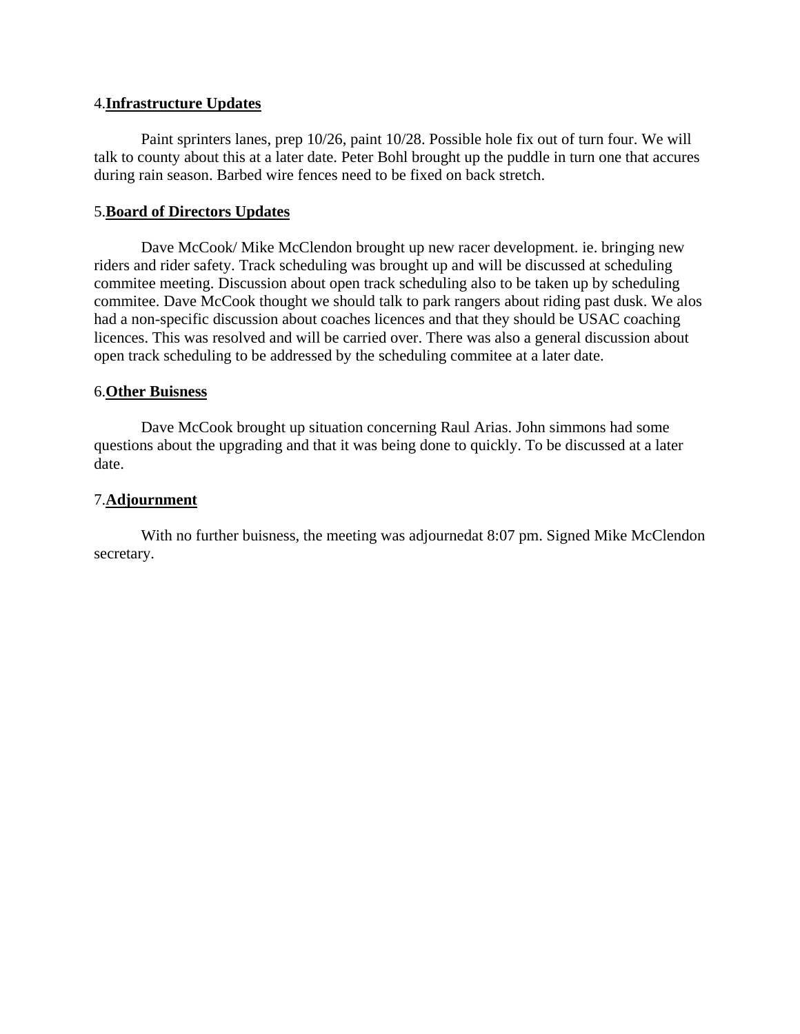4.**Infrastructure Updates**

Paint sprinters lanes, prep 10/26, paint 10/28. Possible hole fix out of turn four. We will talk to county about this at a later date. Peter Bohl brought up the puddle in turn one that accures during rain season. Barbed wire fences need to be fixed on back stretch.

5.**Board of Directors Updates**

Dave McCook/ Mike McClendon brought up new racer development. ie. bringing new riders and rider safety. Track scheduling was brought up and will be discussed at scheduling commitee meeting. Discussion about open track scheduling also to be taken up by scheduling commitee. Dave McCook thought we should talk to park rangers about riding past dusk. We alos had a non-specific discussion about coaches licences and that they should be USAC coaching licences. This was resolved and will be carried over. There was also a general discussion about open track scheduling to be addressed by the scheduling commitee at a later date.

6.**Other Buisness**

Dave McCook brought up situation concerning Raul Arias. John simmons had some questions about the upgrading and that it was being done to quickly. To be discussed at a later date.

7.**Adjournment**

With no further buisness, the meeting was adjournedat 8:07 pm. Signed Mike McClendon secretary.